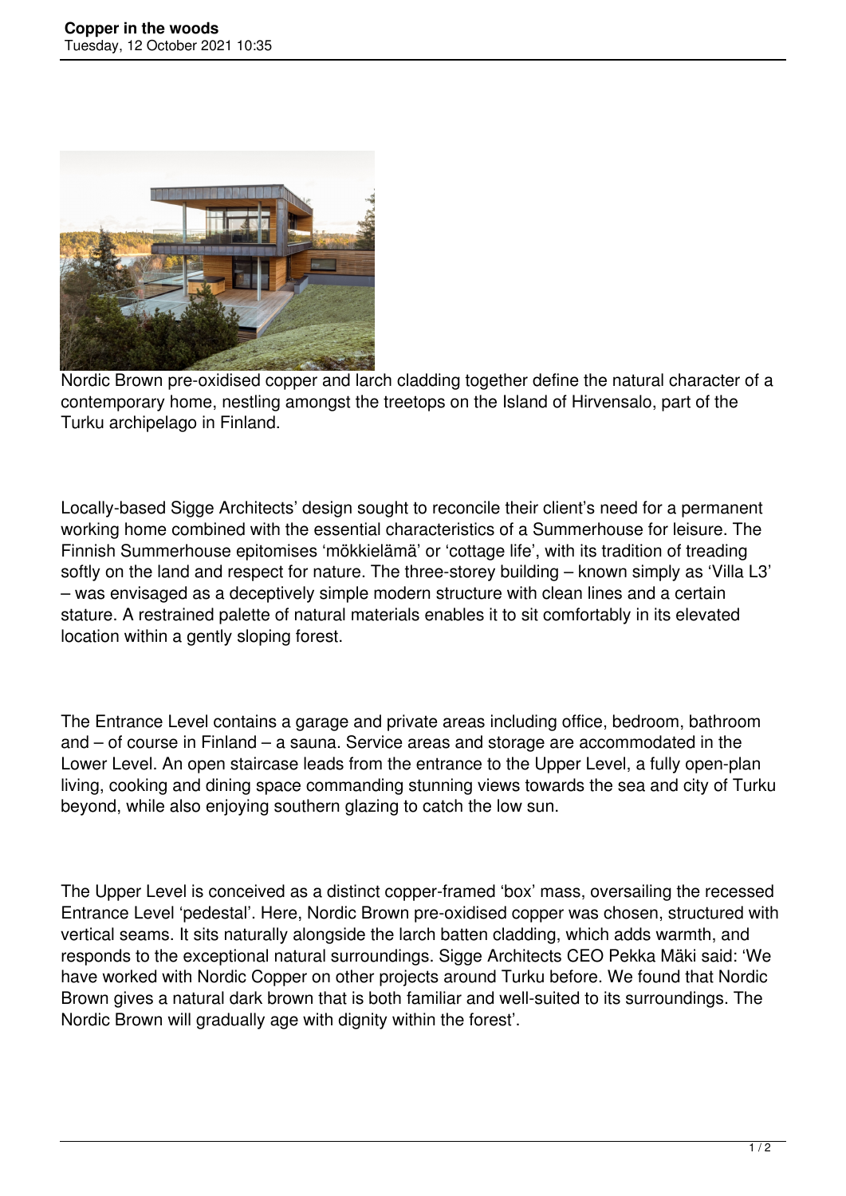# Copper in the woods

Tuesday, 12 October 2021 10:35

Nordic Brown pre-oxidised copper and larch cladding together define the natural character of a contemporary home, nestling amongst the treetops on the Island of Hirvensalo, part of the Turku archipelago in Finland.

Locally-based Sigge Architects' design sought to reconcile their client's need for a permanent working home combined with the essential characteristics of a Summerhouse for leisure. The Finnish Summerhouse epitomises 'mökkielämä' or 'cottage life', with its tradition of treading softly on the land and respect for nature. The three-storey building – known simply as 'Villa L3' – was envisaged as a deceptively simple modern structure with clean lines and a certain stature. A restrained palette of natural materials enables it to sit comfortably in its elevated location within a gently sloping forest.

The Entrance Level contains a garage and private areas including office, bedroom, bathroom and – of course in Finland – a sauna. Service areas and storage are accommodated in the Lower Level. An open staircase leads from the entrance to the Upper Level, a fully open-plan living, cooking and dining space commanding stunning views towards the sea and city of Turku beyond, while also enjoying southern glazing to catch the low sun.

The Upper Level is conceived as a distinct copper-framed 'box' mass, oversailing the recessed Entrance Level 'pedestal'. Here, Nordic Brown pre-oxidised copper was chosen, structured with vertical seams. It sits naturally alongside the larch batten cladding, which adds warmth, and responds to the exceptional natural surroundings. Sigge Architects CEO Pekka Mäki said: 'We have worked with Nordic Copper on other projects around Turku before. We found that Nordic Brown gives a natural dark brown that is both familiar and well-suited to its surroundings. The Nordic Brown will gradually age with dignity within the forest'.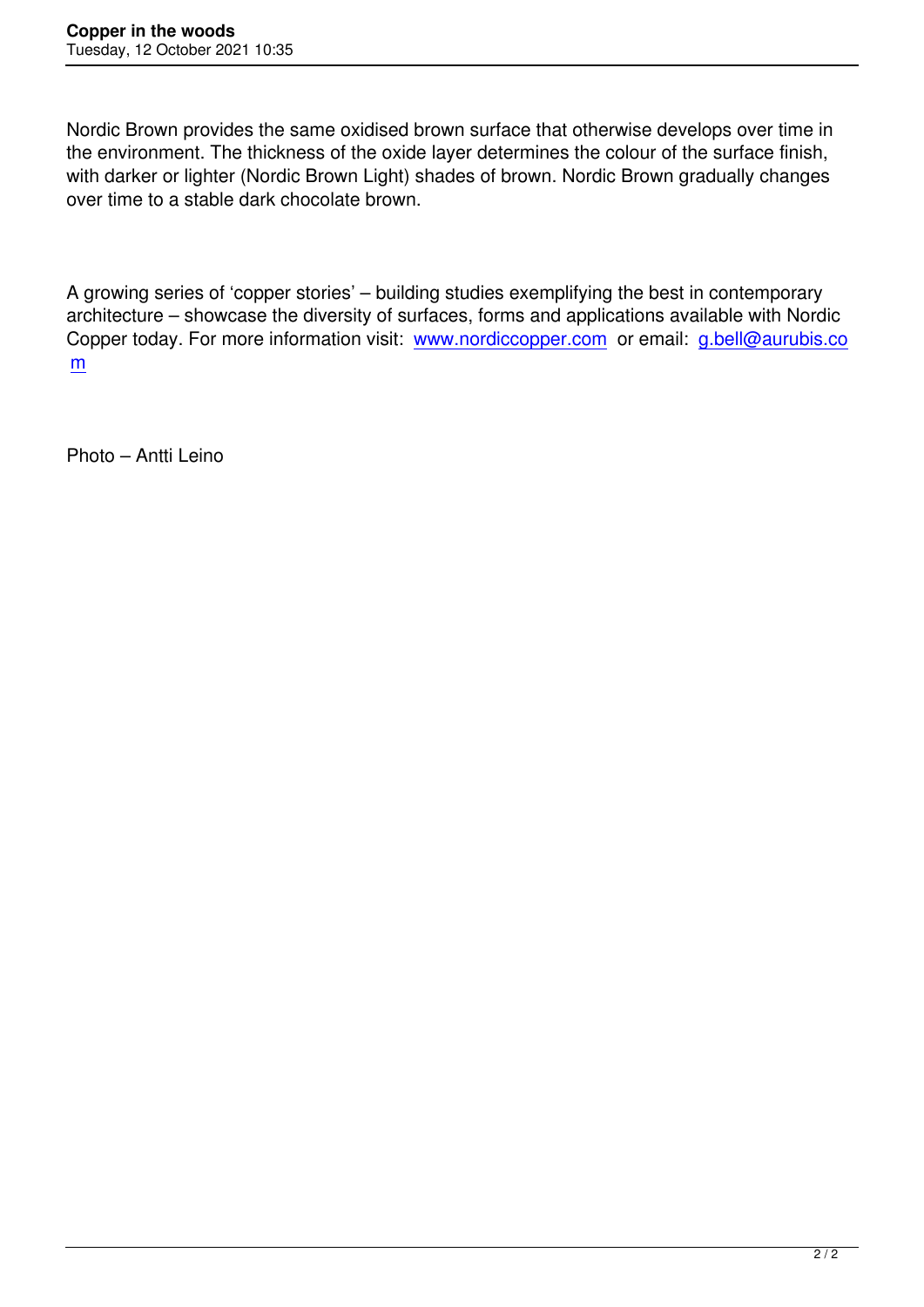Nordic Brown provides the same oxidised brown surface that otherwise develops over time in the environment. The thickness of the oxide layer determines the colour of the surface finish, with darker or lighter (Nordic Brown Light) shades of brown. Nordic Brown gradually changes over time to a stable dark chocolate brown.

A growing series of 'copper stories' – building studies exemplifying the best in contemporary architecture – showcase the diversity of surfaces, forms and applications available with Nordic Copper today. For more information visit: www.nordiccopper.com or email: g.bell@aurubis.com

Photo – Antti Leino